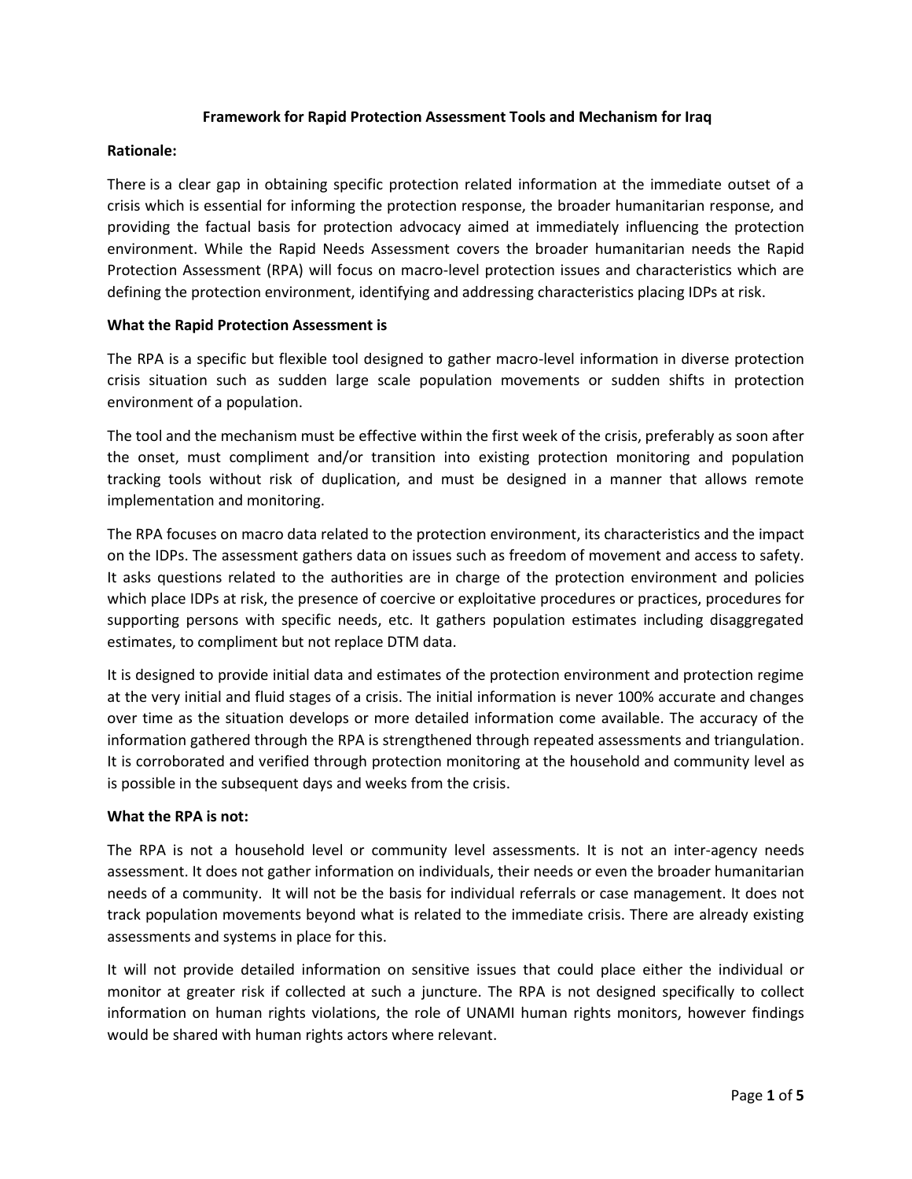# Framework for Rapid Protection Assessment Tools and Mechanism for Iraq

**Rationale:**

There is a clear gap in obtaining specific protection related information at the immediate outset of a crisis which is essential for informing the protection response, the broader humanitarian response, and providing the factual basis for protection advocacy aimed at immediately influencing the protection environment. While the Rapid Needs Assessment covers the broader humanitarian needs the Rapid Protection Assessment (RPA) will focus on macro-level protection issues and characteristics which are defining the protection environment, identifying and addressing characteristics placing IDPs at risk.

**What the Rapid Protection Assessment is**

The RPA is a specific but flexible tool designed to gather macro-level information in diverse protection crisis situation such as sudden large scale population movements or sudden shifts in protection environment of a population.

The tool and the mechanism must be effective within the first week of the crisis, preferably as soon after the onset, must compliment and/or transition into existing protection monitoring and population tracking tools without risk of duplication, and must be designed in a manner that allows remote implementation and monitoring.

The RPA focuses on macro data related to the protection environment, its characteristics and the impact on the IDPs. The assessment gathers data on issues such as freedom of movement and access to safety. It asks questions related to the authorities are in charge of the protection environment and policies which place IDPs at risk, the presence of coercive or exploitative procedures or practices, procedures for supporting persons with specific needs, etc. It gathers population estimates including disaggregated estimates, to compliment but not replace DTM data.

It is designed to provide initial data and estimates of the protection environment and protection regime at the very initial and fluid stages of a crisis. The initial information is never 100% accurate and changes over time as the situation develops or more detailed information come available. The accuracy of the information gathered through the RPA is strengthened through repeated assessments and triangulation. It is corroborated and verified through protection monitoring at the household and community level as is possible in the subsequent days and weeks from the crisis.

**What the RPA is not:**

The RPA is not a household level or community level assessments. It is not an inter-agency needs assessment. It does not gather information on individuals, their needs or even the broader humanitarian needs of a community. It will not be the basis for individual referrals or case management. It does not track population movements beyond what is related to the immediate crisis. There are already existing assessments and systems in place for this.

It will not provide detailed information on sensitive issues that could place either the individual or monitor at greater risk if collected at such a juncture. The RPA is not designed specifically to collect information on human rights violations, the role of UNAMI human rights monitors, however findings would be shared with human rights actors where relevant.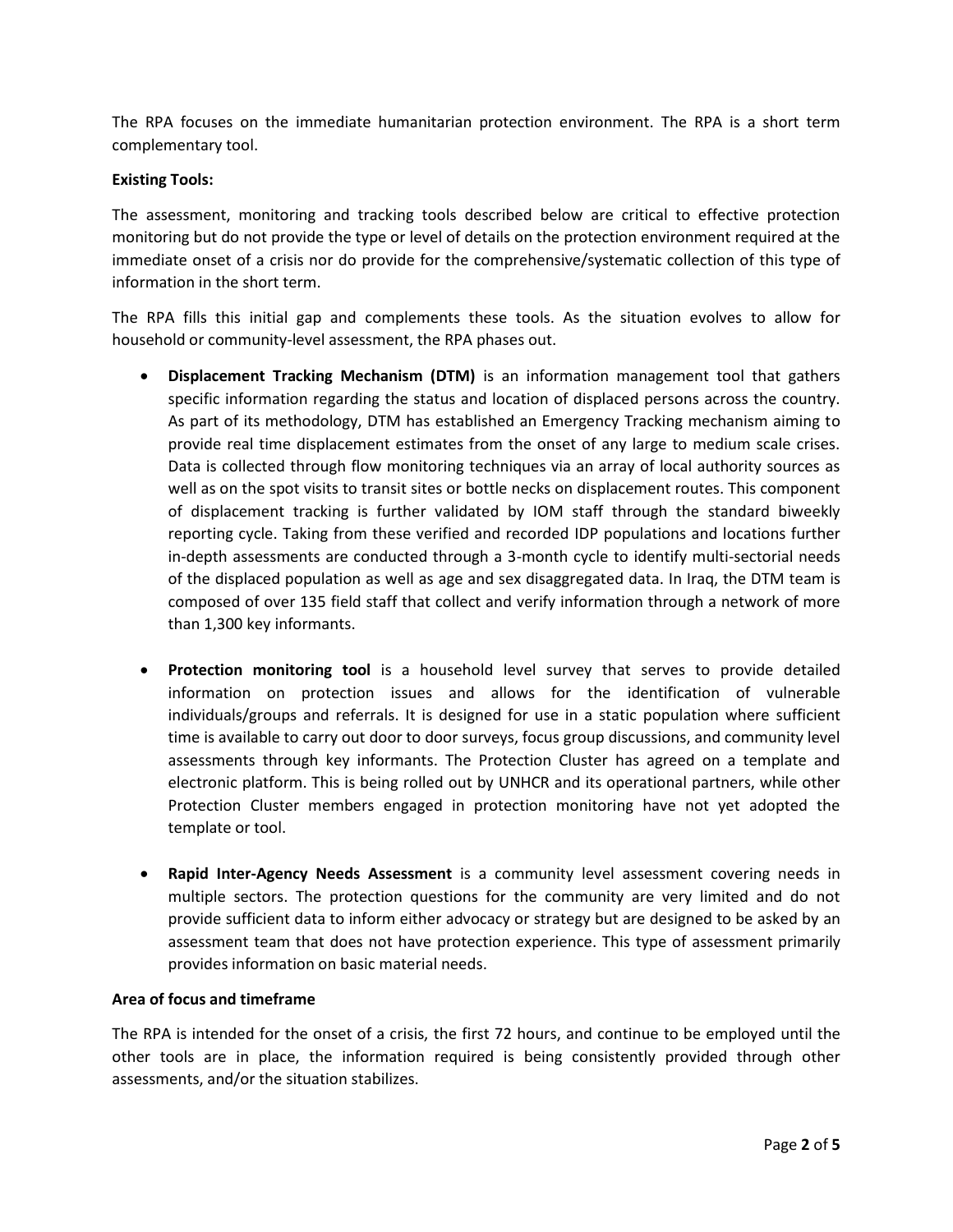The RPA focuses on the immediate humanitarian protection environment. The RPA is a short term complementary tool.

**Existing Tools:**

The assessment, monitoring and tracking tools described below are critical to effective protection monitoring but do not provide the type or level of details on the protection environment required at the immediate onset of a crisis nor do provide for the comprehensive/systematic collection of this type of information in the short term.

The RPA fills this initial gap and complements these tools. As the situation evolves to allow for household or community-level assessment, the RPA phases out.

- **Displacement Tracking Mechanism (DTM)** is an information management tool that gathers specific information regarding the status and location of displaced persons across the country. As part of its methodology, DTM has established an Emergency Tracking mechanism aiming to provide real time displacement estimates from the onset of any large to medium scale crises. Data is collected through flow monitoring techniques via an array of local authority sources as well as on the spot visits to transit sites or bottle necks on displacement routes. This component of displacement tracking is further validated by IOM staff through the standard biweekly reporting cycle. Taking from these verified and recorded IDP populations and locations further in-depth assessments are conducted through a 3-month cycle to identify multi-sectorial needs of the displaced population as well as age and sex disaggregated data. In Iraq, the DTM team is composed of over 135 field staff that collect and verify information through a network of more than 1,300 key informants.

- **Protection monitoring tool** is a household level survey that serves to provide detailed information on protection issues and allows for the identification of vulnerable individuals/groups and referrals. It is designed for use in a static population where sufficient time is available to carry out door to door surveys, focus group discussions, and community level assessments through key informants. The Protection Cluster has agreed on a template and electronic platform. This is being rolled out by UNHCR and its operational partners, while other Protection Cluster members engaged in protection monitoring have not yet adopted the template or tool.

- **Rapid Inter-Agency Needs Assessment** is a community level assessment covering needs in multiple sectors. The protection questions for the community are very limited and do not provide sufficient data to inform either advocacy or strategy but are designed to be asked by an assessment team that does not have protection experience. This type of assessment primarily provides information on basic material needs.

**Area of focus and timeframe**

The RPA is intended for the onset of a crisis, the first 72 hours, and continue to be employed until the other tools are in place, the information required is being consistently provided through other assessments, and/or the situation stabilizes.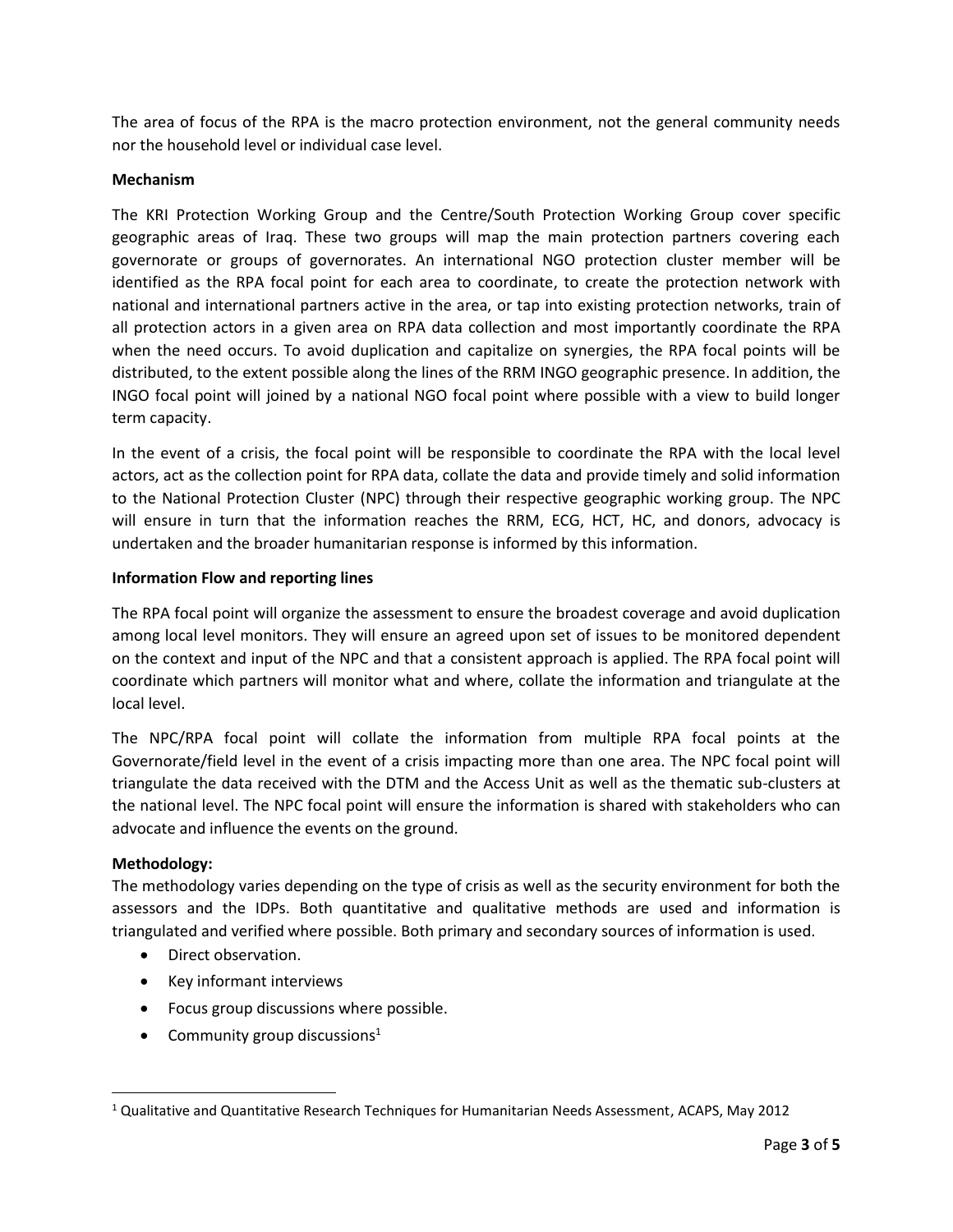The area of focus of the RPA is the macro protection environment, not the general community needs nor the household level or individual case level.

**Mechanism**

The KRI Protection Working Group and the Centre/South Protection Working Group cover specific geographic areas of Iraq. These two groups will map the main protection partners covering each governorate or groups of governorates. An international NGO protection cluster member will be identified as the RPA focal point for each area to coordinate, to create the protection network with national and international partners active in the area, or tap into existing protection networks, train of all protection actors in a given area on RPA data collection and most importantly coordinate the RPA when the need occurs. To avoid duplication and capitalize on synergies, the RPA focal points will be distributed, to the extent possible along the lines of the RRM INGO geographic presence. In addition, the INGO focal point will joined by a national NGO focal point where possible with a view to build longer term capacity.

In the event of a crisis, the focal point will be responsible to coordinate the RPA with the local level actors, act as the collection point for RPA data, collate the data and provide timely and solid information to the National Protection Cluster (NPC) through their respective geographic working group. The NPC will ensure in turn that the information reaches the RRM, ECG, HCT, HC, and donors, advocacy is undertaken and the broader humanitarian response is informed by this information.

**Information Flow and reporting lines**

The RPA focal point will organize the assessment to ensure the broadest coverage and avoid duplication among local level monitors. They will ensure an agreed upon set of issues to be monitored dependent on the context and input of the NPC and that a consistent approach is applied. The RPA focal point will coordinate which partners will monitor what and where, collate the information and triangulate at the local level.

The NPC/RPA focal point will collate the information from multiple RPA focal points at the Governorate/field level in the event of a crisis impacting more than one area. The NPC focal point will triangulate the data received with the DTM and the Access Unit as well as the thematic sub-clusters at the national level. The NPC focal point will ensure the information is shared with stakeholders who can advocate and influence the events on the ground.

**Methodology:**

The methodology varies depending on the type of crisis as well as the security environment for both the assessors and the IDPs. Both quantitative and qualitative methods are used and information is triangulated and verified where possible. Both primary and secondary sources of information is used.

- Direct observation.
- Key informant interviews
- Focus group discussions where possible.
- Community group discussions[1]

[1] Qualitative and Quantitative Research Techniques for Humanitarian Needs Assessment, ACAPS, May 2012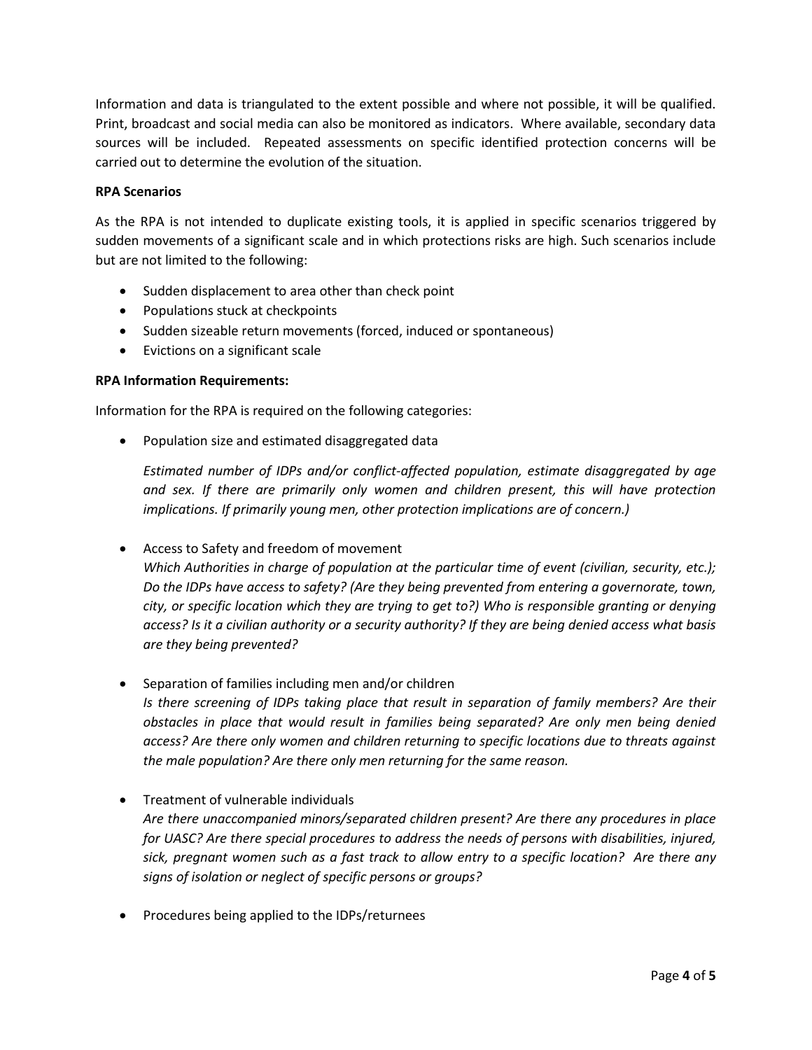Information and data is triangulated to the extent possible and where not possible, it will be qualified. Print, broadcast and social media can also be monitored as indicators. Where available, secondary data sources will be included. Repeated assessments on specific identified protection concerns will be carried out to determine the evolution of the situation.

**RPA Scenarios**

As the RPA is not intended to duplicate existing tools, it is applied in specific scenarios triggered by sudden movements of a significant scale and in which protections risks are high. Such scenarios include but are not limited to the following:

- Sudden displacement to area other than check point
- Populations stuck at checkpoints
- Sudden sizeable return movements (forced, induced or spontaneous)
- Evictions on a significant scale

**RPA Information Requirements:**

Information for the RPA is required on the following categories:

- Population size and estimated disaggregated data

  *Estimated number of IDPs and/or conflict-affected population, estimate disaggregated by age and sex. If there are primarily only women and children present, this will have protection implications. If primarily young men, other protection implications are of concern.)*

- Access to Safety and freedom of movement
  *Which Authorities in charge of population at the particular time of event (civilian, security, etc.); Do the IDPs have access to safety? (Are they being prevented from entering a governorate, town, city, or specific location which they are trying to get to?) Who is responsible granting or denying access? Is it a civilian authority or a security authority? If they are being denied access what basis are they being prevented?*

- Separation of families including men and/or children
  *Is there screening of IDPs taking place that result in separation of family members? Are their obstacles in place that would result in families being separated? Are only men being denied access? Are there only women and children returning to specific locations due to threats against the male population? Are there only men returning for the same reason.*

- Treatment of vulnerable individuals
  *Are there unaccompanied minors/separated children present? Are there any procedures in place for UASC? Are there special procedures to address the needs of persons with disabilities, injured, sick, pregnant women such as a fast track to allow entry to a specific location? Are there any signs of isolation or neglect of specific persons or groups?*

- Procedures being applied to the IDPs/returnees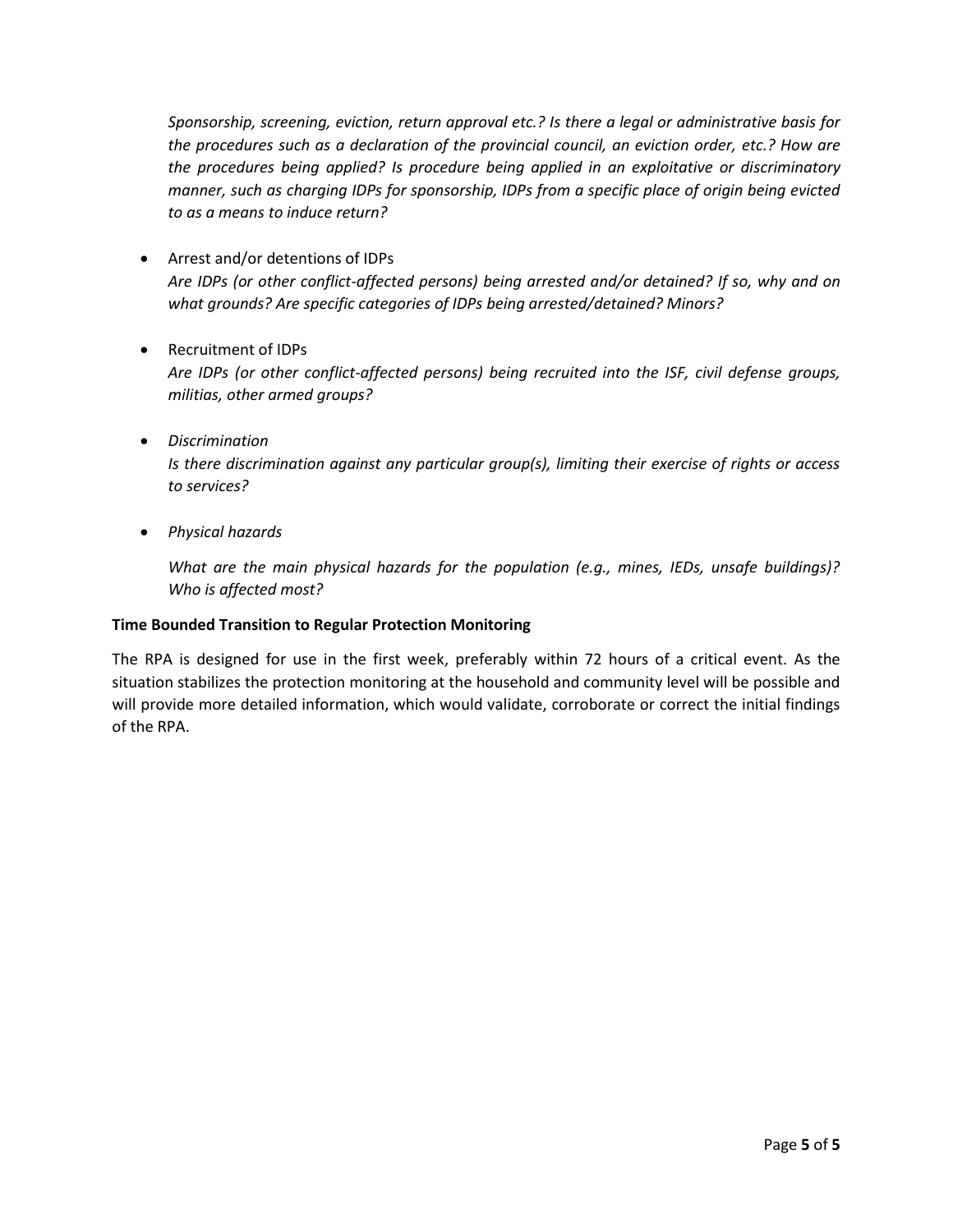*Sponsorship, screening, eviction, return approval etc.? Is there a legal or administrative basis for the procedures such as a declaration of the provincial council, an eviction order, etc.? How are the procedures being applied? Is procedure being applied in an exploitative or discriminatory manner, such as charging IDPs for sponsorship, IDPs from a specific place of origin being evicted to as a means to induce return?*

- Arrest and/or detentions of IDPs
  *Are IDPs (or other conflict-affected persons) being arrested and/or detained? If so, why and on what grounds? Are specific categories of IDPs being arrested/detained? Minors?*

- Recruitment of IDPs
  *Are IDPs (or other conflict-affected persons) being recruited into the ISF, civil defense groups, militias, other armed groups?*

- *Discrimination*
  *Is there discrimination against any particular group(s), limiting their exercise of rights or access to services?*

- *Physical hazards*

  *What are the main physical hazards for the population (e.g., mines, IEDs, unsafe buildings)? Who is affected most?*

**Time Bounded Transition to Regular Protection Monitoring**

The RPA is designed for use in the first week, preferably within 72 hours of a critical event. As the situation stabilizes the protection monitoring at the household and community level will be possible and will provide more detailed information, which would validate, corroborate or correct the initial findings of the RPA.